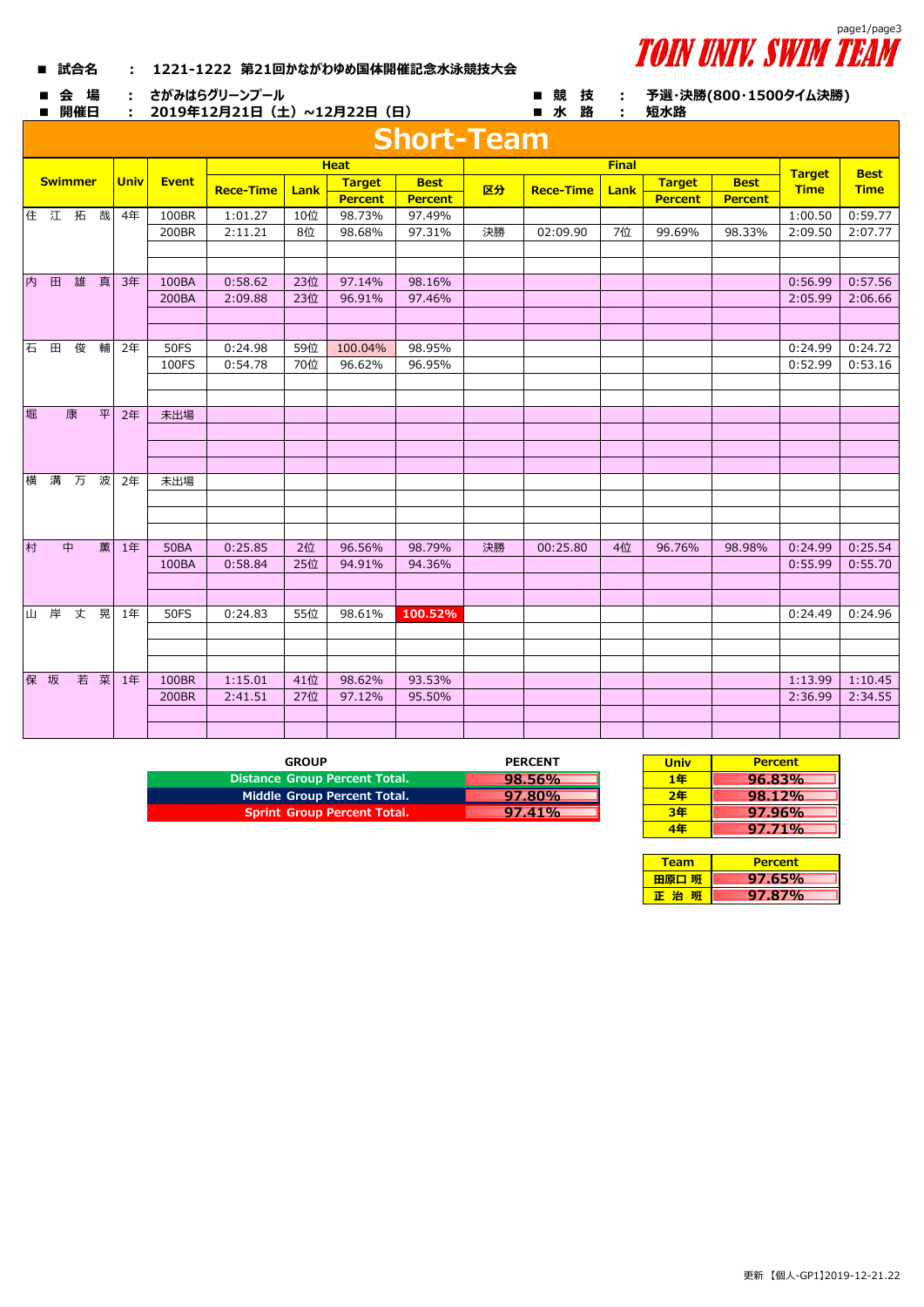TOIN UNIV. SWIM TEAM

- **試合名** : 1221-1222 第21回かながわゆめ国体開催記念水泳競技大会
- **会 場** : さがみはらグリーンプール
- **開催日** : 2019年12月21日（土）~12月22日（日）
- **競 技** : 予選・決勝(800・1500タイム決勝)
- **水 路** : 短水路

# Short-Team

| Swimmer | Univ | Event | Heat | | | | Final | | | | | Target Time | Best Time |
|---|---|---|---|---|---|---|---|---|---|---|---|---|---|
| | | | Rece-Time | Lank | Target Percent | Best Percent | 区分 | Rece-Time | Lank | Target Percent | Best Percent | | |
| 住 江 拓 哉 | 4年 | 100BR | 1:01.27 | 10位 | 98.73% | 97.49% | | | | | | 1:00.50 | 0:59.77 |
| | | 200BR | 2:11.21 | 8位 | 98.68% | 97.31% | 決勝 | 02:09.90 | 7位 | 99.69% | 98.33% | 2:09.50 | 2:07.77 |
| 内 田 雄 真 | 3年 | 100BA | 0:58.62 | 23位 | 97.14% | 98.16% | | | | | | 0:56.99 | 0:57.56 |
| | | 200BA | 2:09.88 | 23位 | 96.91% | 97.46% | | | | | | 2:05.99 | 2:06.66 |
| 石 田 俊 輔 | 2年 | 50FS | 0:24.98 | 59位 | 100.04% | 98.95% | | | | | | 0:24.99 | 0:24.72 |
| | | 100FS | 0:54.78 | 70位 | 96.62% | 96.95% | | | | | | 0:52.99 | 0:53.16 |
| 堀 康 平 | 2年 | 未出場 | | | | | | | | | | | |
| 横 溝 万 波 | 2年 | 未出場 | | | | | | | | | | | |
| 村 中 薫 | 1年 | 50BA | 0:25.85 | 2位 | 96.56% | 98.79% | 決勝 | 00:25.80 | 4位 | 96.76% | 98.98% | 0:24.99 | 0:25.54 |
| | | 100BA | 0:58.84 | 25位 | 94.91% | 94.36% | | | | | | 0:55.99 | 0:55.70 |
| 山 岸 丈 晃 | 1年 | 50FS | 0:24.83 | 55位 | 98.61% | 100.52% | | | | | | 0:24.49 | 0:24.96 |
| 保 坂 若 菜 | 1年 | 100BR | 1:15.01 | 41位 | 98.62% | 93.53% | | | | | | 1:13.99 | 1:10.45 |
| | | 200BR | 2:41.51 | 27位 | 97.12% | 95.50% | | | | | | 2:36.99 | 2:34.55 |

| GROUP | PERCENT |
|---|---|
| Distance Group Percent Total. | 98.56% |
| Middle Group Percent Total. | 97.80% |
| Sprint Group Percent Total. | 97.41% |

| Univ | Percent |
|---|---|
| 1年 | 96.83% |
| 2年 | 98.12% |
| 3年 | 97.96% |
| 4年 | 97.71% |

| Team | Percent |
|---|---|
| 田原口 班 | 97.65% |
| 正 治 班 | 97.87% |

更新【個人-GP1】2019-12-21.22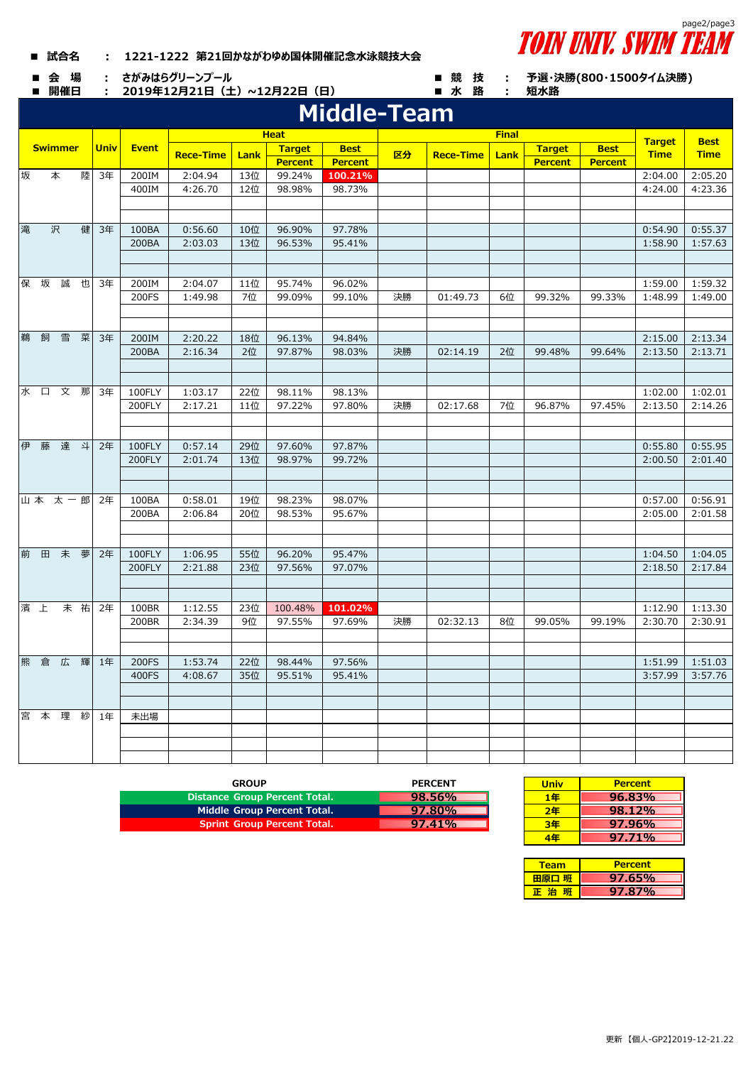■ 試合名　：　1221-1222 第21回かながわゆめ国体開催記念水泳競技大会

TOIN UNIV. SWIM TEAM

■ 会　場　：　さがみはらグリーンプール

■ 開催日　：　2019年12月21日（土）～12月22日（日）

■ 競　技　：　予選・決勝(800・1500タイム決勝)

■ 水　路　：　短水路

# Middle-Team

| Swimmer | Univ | Event | Heat |  |  |  | Final |  |  |  |  | Target Time | Best Time |
|---|---|---|---|---|---|---|---|---|---|---|---|---|---|
|  |  |  | Rece-Time | Lank | Target Percent | Best Percent | 区分 | Rece-Time | Lank | Target Percent | Best Percent |  |  |
| 坂　本　陸 | 3年 | 200IM | 2:04.94 | 13位 | 99.24% | 100.21% |  |  |  |  |  | 2:04.00 | 2:05.20 |
|  |  | 400IM | 4:26.70 | 12位 | 98.98% | 98.73% |  |  |  |  |  | 4:24.00 | 4:23.36 |
| 滝　沢　健 | 3年 | 100BA | 0:56.60 | 10位 | 96.90% | 97.78% |  |  |  |  |  | 0:54.90 | 0:55.37 |
|  |  | 200BA | 2:03.03 | 13位 | 96.53% | 95.41% |  |  |  |  |  | 1:58.90 | 1:57.63 |
| 保　坂　誠　也 | 3年 | 200IM | 2:04.07 | 11位 | 95.74% | 96.02% |  |  |  |  |  | 1:59.00 | 1:59.32 |
|  |  | 200FS | 1:49.98 | 7位 | 99.09% | 99.10% | 決勝 | 01:49.73 | 6位 | 99.32% | 99.33% | 1:48.99 | 1:49.00 |
| 鵜　飼　雪　菜 | 3年 | 200IM | 2:20.22 | 18位 | 96.13% | 94.84% |  |  |  |  |  | 2:15.00 | 2:13.34 |
|  |  | 200BA | 2:16.34 | 2位 | 97.87% | 98.03% | 決勝 | 02:14.19 | 2位 | 99.48% | 99.64% | 2:13.50 | 2:13.71 |
| 水　口　文　那 | 3年 | 100FLY | 1:03.17 | 22位 | 98.11% | 98.13% |  |  |  |  |  | 1:02.00 | 1:02.01 |
|  |  | 200FLY | 2:17.21 | 11位 | 97.22% | 97.80% | 決勝 | 02:17.68 | 7位 | 96.87% | 97.45% | 2:13.50 | 2:14.26 |
| 伊　藤　達　斗 | 2年 | 100FLY | 0:57.14 | 29位 | 97.60% | 97.87% |  |  |  |  |  | 0:55.80 | 0:55.95 |
|  |  | 200FLY | 2:01.74 | 13位 | 98.97% | 99.72% |  |  |  |  |  | 2:00.50 | 2:01.40 |
| 山本　太一郎 | 2年 | 100BA | 0:58.01 | 19位 | 98.23% | 98.07% |  |  |  |  |  | 0:57.00 | 0:56.91 |
|  |  | 200BA | 2:06.84 | 20位 | 98.53% | 95.67% |  |  |  |  |  | 2:05.00 | 2:01.58 |
| 前　田　未　夢 | 2年 | 100FLY | 1:06.95 | 55位 | 96.20% | 95.47% |  |  |  |  |  | 1:04.50 | 1:04.05 |
|  |  | 200FLY | 2:21.88 | 23位 | 97.56% | 97.07% |  |  |  |  |  | 2:18.50 | 2:17.84 |
| 濱　上　未　祐 | 2年 | 100BR | 1:12.55 | 23位 | 100.48% | 101.02% |  |  |  |  |  | 1:12.90 | 1:13.30 |
|  |  | 200BR | 2:34.39 | 9位 | 97.55% | 97.69% | 決勝 | 02:32.13 | 8位 | 99.05% | 99.19% | 2:30.70 | 2:30.91 |
| 熊　倉　広　輝 | 1年 | 200FS | 1:53.74 | 22位 | 98.44% | 97.56% |  |  |  |  |  | 1:51.99 | 1:51.03 |
|  |  | 400FS | 4:08.67 | 35位 | 95.51% | 95.41% |  |  |  |  |  | 3:57.99 | 3:57.76 |
| 宮　本　理　紗 | 1年 | 未出場 |  |  |  |  |  |  |  |  |  |  |  |

| GROUP | PERCENT |
|---|---|
| Distance Group Percent Total. | 98.56% |
| Middle Group Percent Total. | 97.80% |
| Sprint Group Percent Total. | 97.41% |

| Univ | Percent |
|---|---|
| 1年 | 96.83% |
| 2年 | 98.12% |
| 3年 | 97.96% |
| 4年 | 97.71% |

| Team | Percent |
|---|---|
| 田原口 班 | 97.65% |
| 正 治 班 | 97.87% |

更新【個人-GP2】2019-12-21.22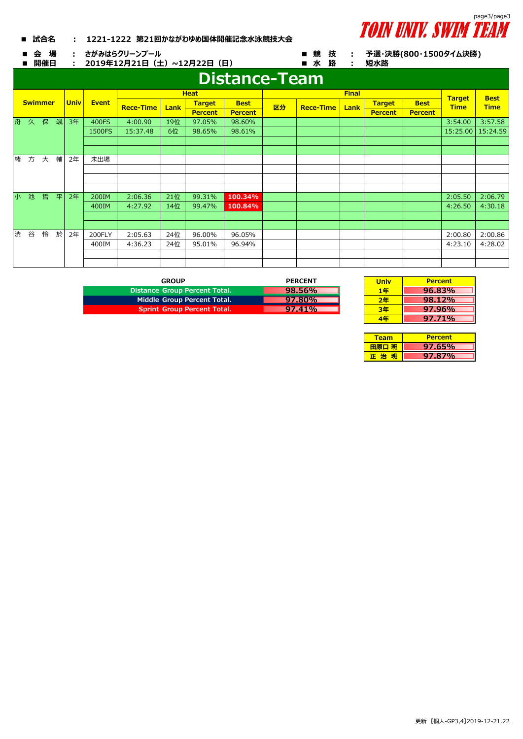TOIN UNIV. SWIM TEAM

■ 試合名　：　1221-1222 第21回かながわゆめ国体開催記念水泳競技大会

■ 会　場　：　さがみはらグリーンプール
■ 開催日　：　2019年12月21日（土）~12月22日（日）

■ 競　技　：　予選・決勝(800･1500タイム決勝)
■ 水　路　：　短水路

# Distance-Team

| Swimmer | Univ | Event | Heat | | | | Final | | | | | Target Time | Best Time |
|---|---|---|---|---|---|---|---|---|---|---|---|---|---|
| | | | Rece-Time | Lank | Target Percent | Best Percent | 区分 | Rece-Time | Lank | Target Percent | Best Percent | | |
| 舟　久　保　颯 | 3年 | 400FS | 4:00.90 | 19位 | 97.05% | 98.60% | | | | | | 3:54.00 | 3:57.58 |
| | | 1500FS | 15:37.48 | 6位 | 98.65% | 98.61% | | | | | | 15:25.00 | 15:24.59 |
| 緒　方　大　輔 | 2年 | 未出場 | | | | | | | | | | | |
| 小　池　哲　平 | 2年 | 200IM | 2:06.36 | 21位 | 99.31% | 100.34% | | | | | | 2:05.50 | 2:06.79 |
| | | 400IM | 4:27.92 | 14位 | 99.47% | 100.84% | | | | | | 4:26.50 | 4:30.18 |
| 渋　谷　怜　於 | 2年 | 200FLY | 2:05.63 | 24位 | 96.00% | 96.05% | | | | | | 2:00.80 | 2:00.86 |
| | | 400IM | 4:36.23 | 24位 | 95.01% | 96.94% | | | | | | 4:23.10 | 4:28.02 |

| GROUP | PERCENT |
|---|---|
| Distance Group Percent Total. | 98.56% |
| Middle Group Percent Total. | 97.80% |
| Sprint Group Percent Total. | 97.41% |

| Univ | Percent |
|---|---|
| 1年 | 96.83% |
| 2年 | 98.12% |
| 3年 | 97.96% |
| 4年 | 97.71% |

| Team | Percent |
|---|---|
| 田原口 班 | 97.65% |
| 正 治 班 | 97.87% |

更新【個人-GP3,4】2019-12-21.22